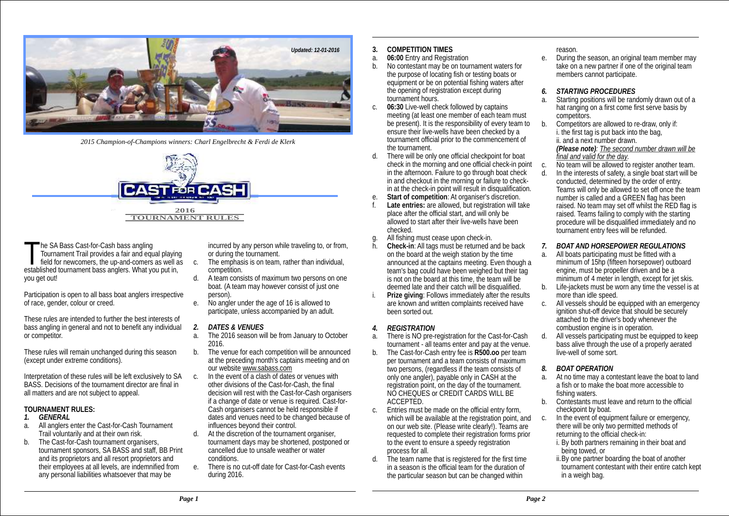*Updated: 12-01-2016*

*2015 Champion-of-Champions winners: Charl Engelbrecht & Ferdi de Klerk*

# CAST FOR CASH

## 2016 TOURNAMENT RULES

The SA Bass Cast-for-Cash bass angling Tournament Trail provides a fair and equal playing field for newcomers, the up-and-comers as well as established tournament bass anglers. What you put in, you get out!

Participation is open to all bass boat anglers irrespective of race, gender, colour or creed.

These rules are intended to further the best interests of bass angling in general and not to benefit any individual or competitor.

These rules will remain unchanged during this season (except under extreme conditions).

Interpretation of these rules will be left exclusively to SA BASS. Decisions of the tournament director are final in all matters and are not subject to appeal.

**TOURNAMENT RULES:**

***1. GENERAL***

a. All anglers enter the Cast-for-Cash Tournament Trail voluntarily and at their own risk.
b. The Cast-for-Cash tournament organisers, tournament sponsors, SA BASS and staff, BB Print and its proprietors and all resort proprietors and their employees at all levels, are indemnified from any personal liabilities whatsoever that may be incurred by any person while traveling to, or from, or during the tournament.
c. The emphasis is on team, rather than individual, competition.
d. A team consists of maximum two persons on one boat. (A team may however consist of just one person).
e. No angler under the age of 16 is allowed to participate, unless accompanied by an adult.

***2. DATES & VENUES***

a. The 2016 season will be from January to October 2016.
b. The venue for each competition will be announced at the preceding month's captains meeting and on our website www.sabass.com
c. In the event of a clash of dates or venues with other divisions of the Cast-for-Cash, the final decision will rest with the Cast-for-Cash organisers if a change of date or venue is required. Cast-for-Cash organisers cannot be held responsible if dates and venues need to be changed because of influences beyond their control.
d. At the discretion of the tournament organiser, tournament days may be shortened, postponed or cancelled due to unsafe weather or water conditions.
e. There is no cut-off date for Cast-for-Cash events during 2016.

**3. COMPETITION TIMES**

a. **06:00** Entry and Registration
b. No contestant may be on tournament waters for the purpose of locating fish or testing boats or equipment or be on potential fishing waters after the opening of registration except during tournament hours.
c. **06:30** Live-well check followed by captains meeting (at least one member of each team must be present). It is the responsibility of every team to ensure their live-wells have been checked by a tournament official prior to the commencement of the tournament.
d. There will be only one official checkpoint for boat check in the morning and one official check-in point in the afternoon. Failure to go through boat check in and checkout in the morning or failure to check-in at the check-in point will result in disqualification.
e. **Start of competition**: At organiser's discretion.
f. **Late entries:** are allowed, but registration will take place after the official start, and will only be allowed to start after their live-wells have been checked.
g. All fishing must cease upon check-in.
h. **Check-in**: All tags must be returned and be back on the board at the weigh station by the time announced at the captains meeting. Even though a team's bag could have been weighed but their tag is not on the board at this time, the team will be deemed late and their catch will be disqualified.
i. **Prize giving**: Follows immediately after the results are known and written complaints received have been sorted out.

***4. REGISTRATION***

a. There is NO pre-registration for the Cast-for-Cash tournament - all teams enter and pay at the venue.
b. The Cast-for-Cash entry fee is **R500.oo** per team per tournament and a team consists of maximum two persons, (regardless if the team consists of only one angler), payable only in CASH at the registration point, on the day of the tournament. NO CHEQUES or CREDIT CARDS WILL BE ACCEPTED.
c. Entries must be made on the official entry form, which will be available at the registration point, and on our web site. (Please write clearly!). Teams are requested to complete their registration forms prior to the event to ensure a speedy registration process for all.
d. The team name that is registered for the first time in a season is the official team for the duration of the particular season but can be changed within reason.
e. During the season, an original team member may take on a new partner if one of the original team members cannot participate.

***6. STARTING PROCEDURES***

a. Starting positions will be randomly drawn out of a hat ranging on a first come first serve basis by competitors.
b. Competitors are allowed to re-draw, only if:
   i. the first tag is put back into the bag,
   ii. and a next number drawn.
   ***(Please note)**: <u>The second number drawn will be final and valid for the day</u>.*
c. No team will be allowed to register another team.
d. In the interests of safety, a single boat start will be conducted, determined by the order of entry. Teams will only be allowed to set off once the team number is called and a GREEN flag has been raised. No team may set off whilst the RED flag is raised. Teams failing to comply with the starting procedure will be disqualified immediately and no tournament entry fees will be refunded.

***7. BOAT AND HORSEPOWER REGULATIONS***

a. All boats participating must be fitted with a minimum of 15hp (fifteen horsepower) outboard engine, must be propeller driven and be a minimum of 4 meter in length, except for jet skis.
b. Life-jackets must be worn any time the vessel is at more than idle speed.
c. All vessels should be equipped with an emergency ignition shut-off device that should be securely attached to the driver's body whenever the combustion engine is in operation.
d. All vessels participating must be equipped to keep bass alive through the use of a properly aerated live-well of some sort.

***8. BOAT OPERATION***

a. At no time may a contestant leave the boat to land a fish or to make the boat more accessible to fishing waters.
b. Contestants must leave and return to the official checkpoint by boat.
c. In the event of equipment failure or emergency, there will be only two permitted methods of returning to the official check-in:
   i. By both partners remaining in their boat and being towed, or
   ii. By one partner boarding the boat of another tournament contestant with their entire catch kept in a weigh bag.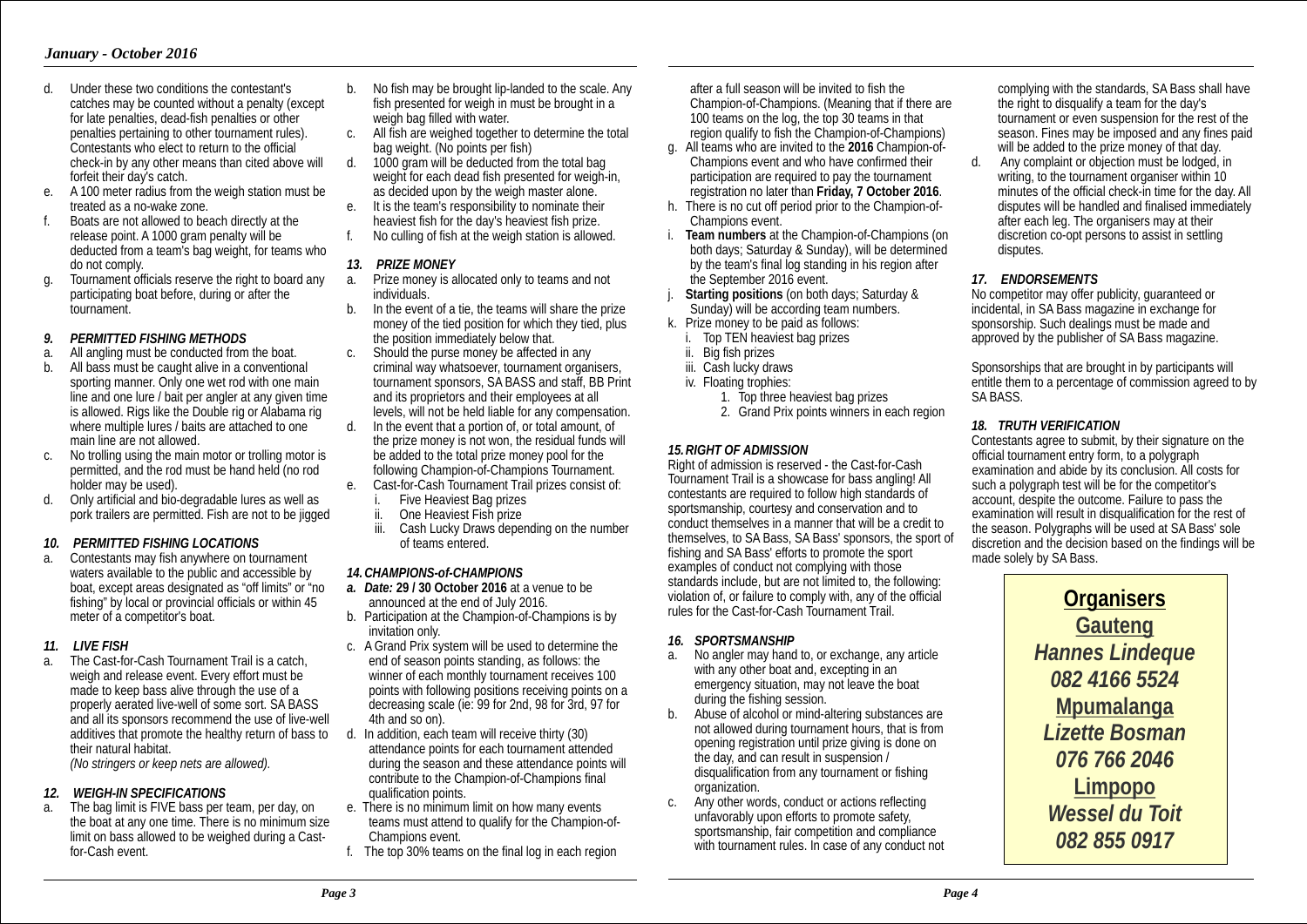d. Under these two conditions the contestant's catches may be counted without a penalty (except for late penalties, dead-fish penalties or other penalties pertaining to other tournament rules). Contestants who elect to return to the official check-in by any other means than cited above will forfeit their day's catch.
e. A 100 meter radius from the weigh station must be treated as a no-wake zone.
f. Boats are not allowed to beach directly at the release point. A 1000 gram penalty will be deducted from a team's bag weight, for teams who do not comply.
g. Tournament officials reserve the right to board any participating boat before, during or after the tournament.

### *9. PERMITTED FISHING METHODS*

a. All angling must be conducted from the boat.
b. All bass must be caught alive in a conventional sporting manner. Only one wet rod with one main line and one lure / bait per angler at any given time is allowed. Rigs like the Double rig or Alabama rig where multiple lures / baits are attached to one main line are not allowed.
c. No trolling using the main motor or trolling motor is permitted, and the rod must be hand held (no rod holder may be used).
d. Only artificial and bio-degradable lures as well as pork trailers are permitted. Fish are not to be jigged

### *10. PERMITTED FISHING LOCATIONS*

a. Contestants may fish anywhere on tournament waters available to the public and accessible by boat, except areas designated as "off limits" or "no fishing" by local or provincial officials or within 45 meter of a competitor's boat.

### *11. LIVE FISH*

a. The Cast-for-Cash Tournament Trail is a catch, weigh and release event. Every effort must be made to keep bass alive through the use of a properly aerated live-well of some sort. SA BASS and all its sponsors recommend the use of live-well additives that promote the healthy return of bass to their natural habitat.
*(No stringers or keep nets are allowed).*

### *12. WEIGH-IN SPECIFICATIONS*

a. The bag limit is FIVE bass per team, per day, on the boat at any one time. There is no minimum size limit on bass allowed to be weighed during a Cast-for-Cash event.
b. No fish may be brought lip-landed to the scale. Any fish presented for weigh in must be brought in a weigh bag filled with water.
c. All fish are weighed together to determine the total bag weight. (No points per fish)
d. 1000 gram will be deducted from the total bag weight for each dead fish presented for weigh-in, as decided upon by the weigh master alone.
e. It is the team's responsibility to nominate their heaviest fish for the day's heaviest fish prize.
f. No culling of fish at the weigh station is allowed.

### *13. PRIZE MONEY*

a. Prize money is allocated only to teams and not individuals.
b. In the event of a tie, the teams will share the prize money of the tied position for which they tied, plus the position immediately below that.
c. Should the purse money be affected in any criminal way whatsoever, tournament organisers, tournament sponsors, SA BASS and staff, BB Print and its proprietors and their employees at all levels, will not be held liable for any compensation.
d. In the event that a portion of, or total amount, of the prize money is not won, the residual funds will be added to the total prize money pool for the following Champion-of-Champions Tournament.
e. Cast-for-Cash Tournament Trail prizes consist of:
   i. Five Heaviest Bag prizes
   ii. One Heaviest Fish prize
   iii. Cash Lucky Draws depending on the number of teams entered.

### *14. CHAMPIONS-of-CHAMPIONS*

a. ***Date:* 29 / 30 October 2016** at a venue to be announced at the end of July 2016.
b. Participation at the Champion-of-Champions is by invitation only.
c. A Grand Prix system will be used to determine the end of season points standing, as follows: the winner of each monthly tournament receives 100 points with following positions receiving points on a decreasing scale (ie: 99 for 2nd, 98 for 3rd, 97 for 4th and so on).
d. In addition, each team will receive thirty (30) attendance points for each tournament attended during the season and these attendance points will contribute to the Champion-of-Champions final qualification points.
e. There is no minimum limit on how many events teams must attend to qualify for the Champion-of-Champions event.
f. The top 30% teams on the final log in each region after a full season will be invited to fish the Champion-of-Champions. (Meaning that if there are 100 teams on the log, the top 30 teams in that region qualify to fish the Champion-of-Champions)
g. All teams who are invited to the **2016** Champion-of-Champions event and who have confirmed their participation are required to pay the tournament registration no later than **Friday, 7 October 2016**.
h. There is no cut off period prior to the Champion-of-Champions event.
i. **Team numbers** at the Champion-of-Champions (on both days; Saturday & Sunday), will be determined by the team's final log standing in his region after the September 2016 event.
j. **Starting positions** (on both days; Saturday & Sunday) will be according team numbers.
k. Prize money to be paid as follows:
   i. Top TEN heaviest bag prizes
   ii. Big fish prizes
   iii. Cash lucky draws
   iv. Floating trophies:
      1. Top three heaviest bag prizes
      2. Grand Prix points winners in each region

### *15. RIGHT OF ADMISSION*

Right of admission is reserved - the Cast-for-Cash Tournament Trail is a showcase for bass angling! All contestants are required to follow high standards of sportsmanship, courtesy and conservation and to conduct themselves in a manner that will be a credit to themselves, to SA Bass, SA Bass' sponsors, the sport of fishing and SA Bass' efforts to promote the sport examples of conduct not complying with those standards include, but are not limited to, the following: violation of, or failure to comply with, any of the official rules for the Cast-for-Cash Tournament Trail.

### *16. SPORTSMANSHIP*

a. No angler may hand to, or exchange, any article with any other boat and, excepting in an emergency situation, may not leave the boat during the fishing session.
b. Abuse of alcohol or mind-altering substances are not allowed during tournament hours, that is from opening registration until prize giving is done on the day, and can result in suspension / disqualification from any tournament or fishing organization.
c. Any other words, conduct or actions reflecting unfavorably upon efforts to promote safety, sportsmanship, fair competition and compliance with tournament rules. In case of any conduct not complying with the standards, SA Bass shall have the right to disqualify a team for the day's tournament or even suspension for the rest of the season. Fines may be imposed and any fines paid will be added to the prize money of that day.
d. Any complaint or objection must be lodged, in writing, to the tournament organiser within 10 minutes of the official check-in time for the day. All disputes will be handled and finalised immediately after each leg. The organisers may at their discretion co-opt persons to assist in settling disputes.

### *17. ENDORSEMENTS*

No competitor may offer publicity, guaranteed or incidental, in SA Bass magazine in exchange for sponsorship. Such dealings must be made and approved by the publisher of SA Bass magazine.

Sponsorships that are brought in by participants will entitle them to a percentage of commission agreed to by SA BASS.

### *18. TRUTH VERIFICATION*

Contestants agree to submit, by their signature on the official tournament entry form, to a polygraph examination and abide by its conclusion. All costs for such a polygraph test will be for the competitor's account, despite the outcome. Failure to pass the examination will result in disqualification for the rest of the season. Polygraphs will be used at SA Bass' sole discretion and the decision based on the findings will be made solely by SA Bass.

## Organisers

**Gauteng**
*Hannes Lindeque*
*082 4166 5524*

**Mpumalanga**
*Lizette Bosman*
*076 766 2046*

**Limpopo**
*Wessel du Toit*
*082 855 0917*